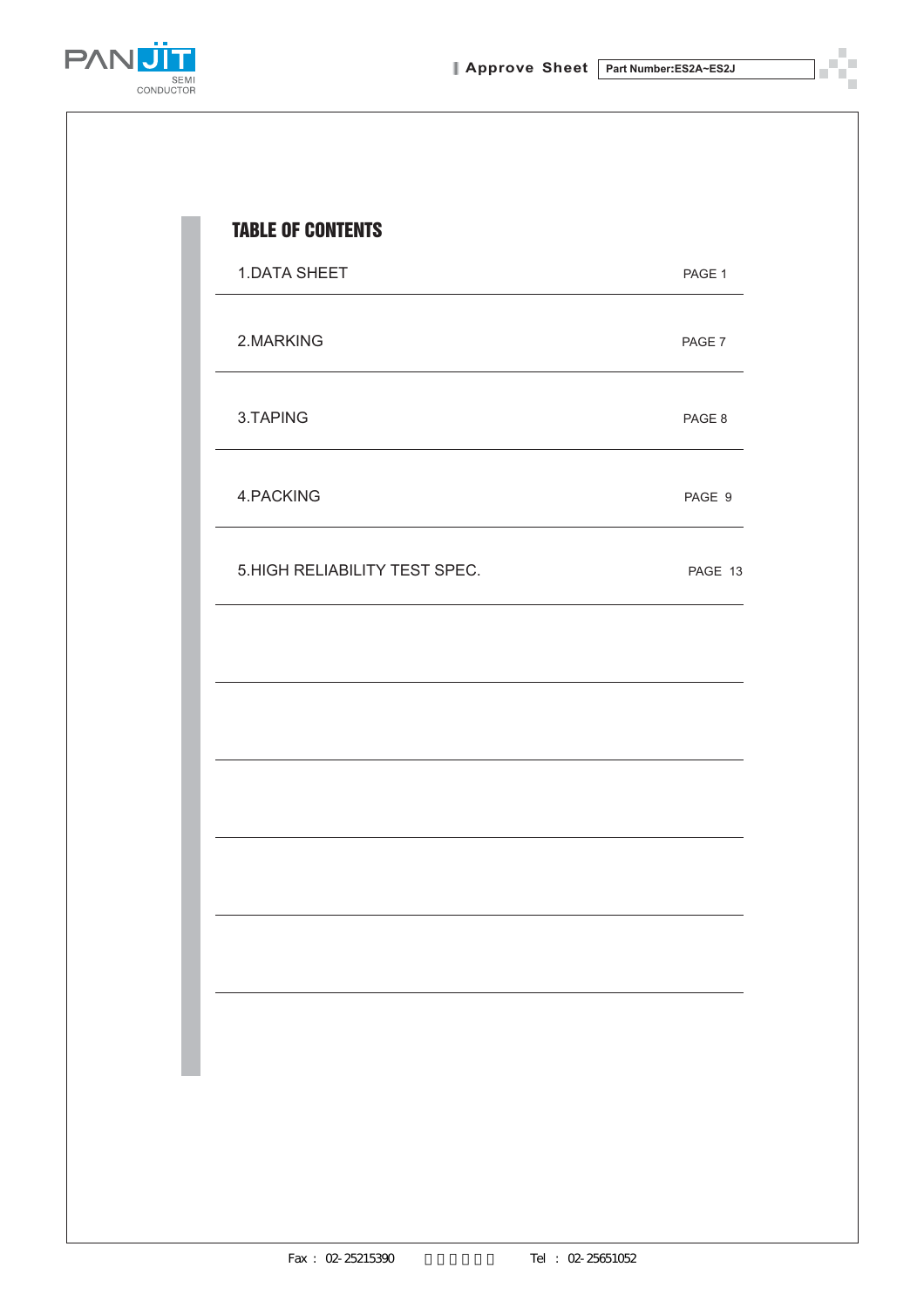# TABLE OF CONTENTS

| | |
|---|---|
| 1.DATA SHEET | PAGE 1 |
| 2.MARKING | PAGE 7 |
| 3.TAPING | PAGE 8 |
| 4.PACKING | PAGE 9 |
| 5.HIGH RELIABILITY TEST SPEC. | PAGE 13 |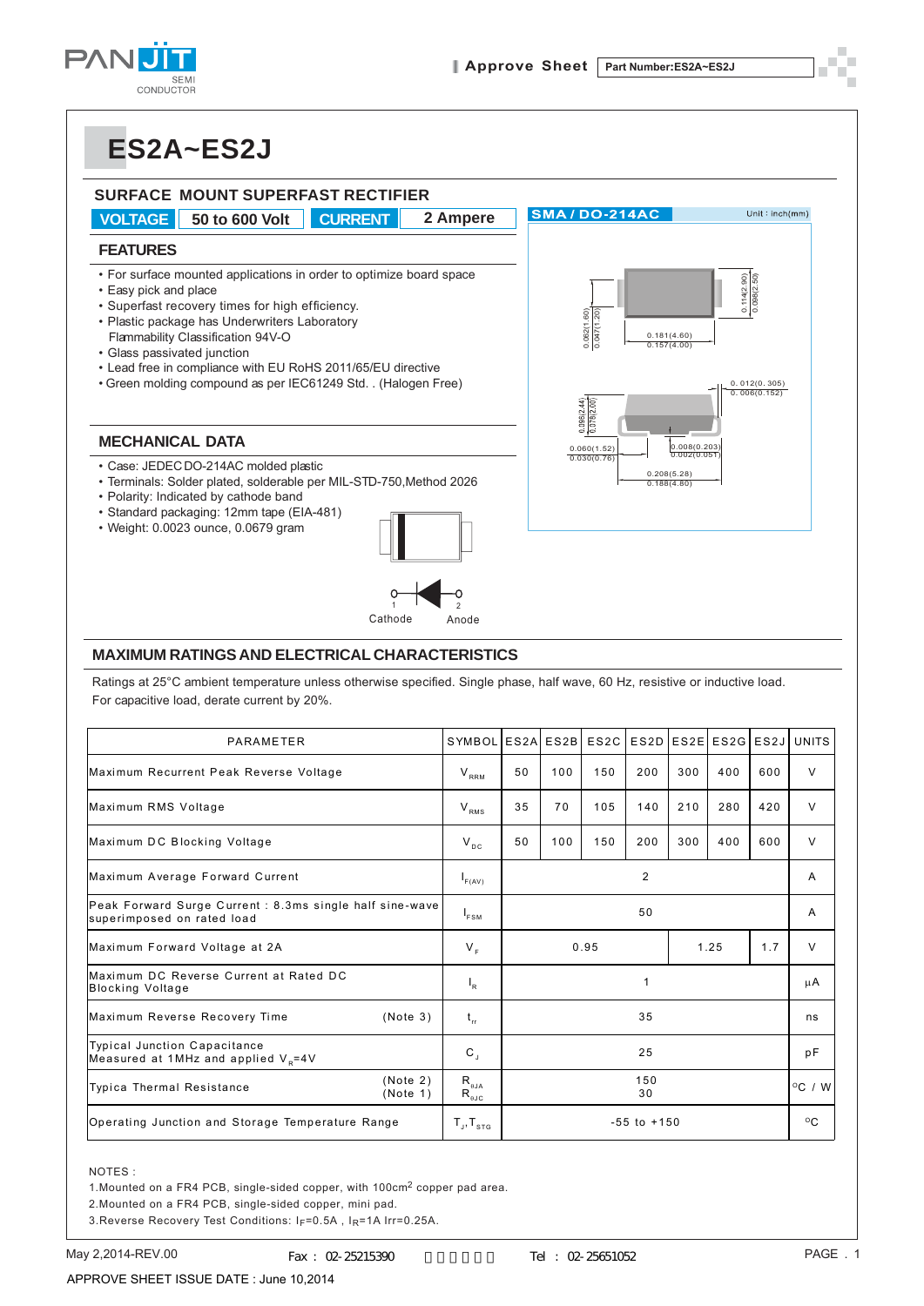# ES2A~ES2J

## SURFACE MOUNT SUPERFAST RECTIFIER

| VOLTAGE | 50 to 600 Volt | CURRENT | 2 Ampere |
|---|---|---|---|

## FEATURES

- For surface mounted applications in order to optimize board space
- Easy pick and place
- Superfast recovery times for high efficiency.
- Plastic package has Underwriters Laboratory Flammability Classification 94V-O
- Glass passivated junction
- Lead free in compliance with EU RoHS 2011/65/EU directive
- Green molding compound as per IEC61249 Std. . (Halogen Free)

SMA / DO-214AC — Unit : inch(mm)

## MECHANICAL DATA

- Case: JEDEC DO-214AC molded plastic
- Terminals: Solder plated, solderable per MIL-STD-750,Method 2026
- Polarity: Indicated by cathode band
- Standard packaging: 12mm tape (EIA-481)
- Weight: 0.0023 ounce, 0.0679 gram

1 Cathode — 2 Anode

## MAXIMUM RATINGS AND ELECTRICAL CHARACTERISTICS

Ratings at 25°C ambient temperature unless otherwise specified. Single phase, half wave, 60 Hz, resistive or inductive load. For capacitive load, derate current by 20%.

| PARAMETER | SYMBOL | ES2A | ES2B | ES2C | ES2D | ES2E | ES2G | ES2J | UNITS |
|---|---|---|---|---|---|---|---|---|---|
| Maximum Recurrent Peak Reverse Voltage | $V_{RRM}$ | 50 | 100 | 150 | 200 | 300 | 400 | 600 | V |
| Maximum RMS Voltage | $V_{RMS}$ | 35 | 70 | 105 | 140 | 210 | 280 | 420 | V |
| Maximum DC Blocking Voltage | $V_{DC}$ | 50 | 100 | 150 | 200 | 300 | 400 | 600 | V |
| Maximum Average Forward Current | $I_{F(AV)}$ | 2 | | | | | | | A |
| Peak Forward Surge Current : 8.3ms single half sine-wave superimposed on rated load | $I_{FSM}$ | 50 | | | | | | | A |
| Maximum Forward Voltage at 2A | $V_F$ | 0.95 | | | | 1.25 | | 1.7 | V |
| Maximum DC Reverse Current at Rated DC Blocking Voltage | $I_R$ | 1 | | | | | | | μA |
| Maximum Reverse Recovery Time (Note 3) | $t_{rr}$ | 35 | | | | | | | ns |
| Typical Junction Capacitance Measured at 1MHz and applied $V_R$=4V | $C_J$ | 25 | | | | | | | pF |
| Typica Thermal Resistance (Note 2) (Note 1) | $R_{\theta JA}$ $R_{\theta JC}$ | 150 30 | | | | | | | °C / W |
| Operating Junction and Storage Temperature Range | $T_J$, $T_{STG}$ | -55 to +150 | | | | | | | °C |

NOTES :

1. Mounted on a FR4 PCB, single-sided copper, with 100cm² copper pad area.
2. Mounted on a FR4 PCB, single-sided copper, mini pad.
3. Reverse Recovery Test Conditions: $I_F$=0.5A , $I_R$=1A Irr=0.25A.

May 2,2014-REV.00 Fax : 02-25215390 Tel : 02-25651052

APPROVE SHEET ISSUE DATE : June 10,2014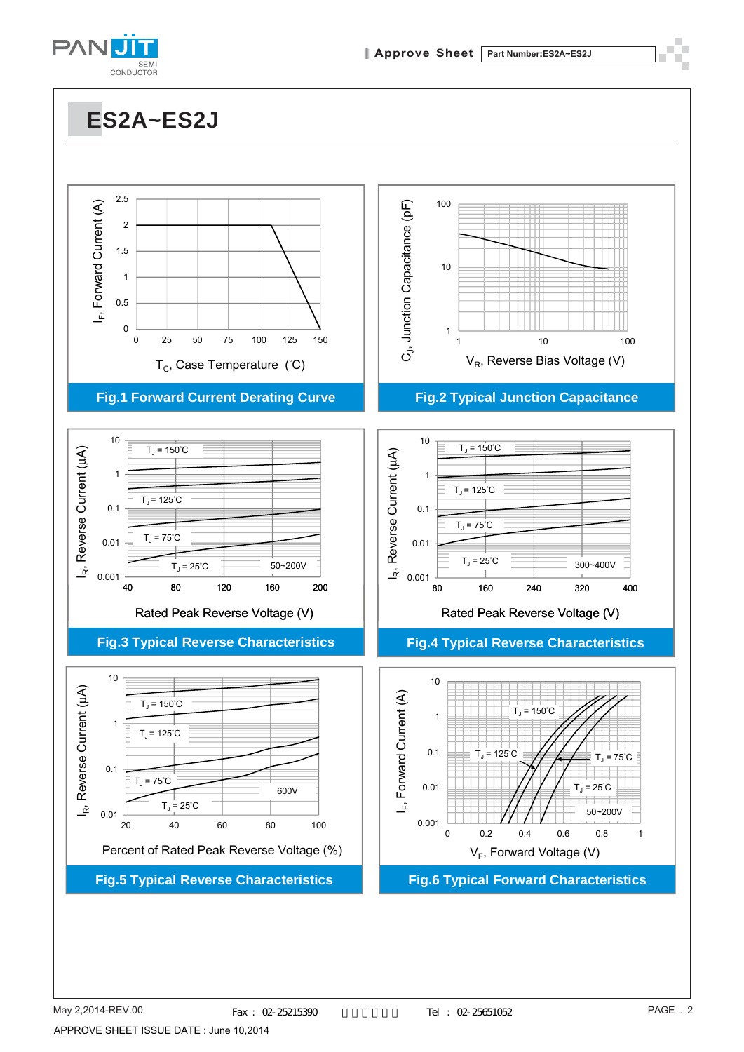# ES2A~ES2J

Fig.1 Forward Current Derating Curve

Fig.2 Typical Junction Capacitance

Fig.3 Typical Reverse Characteristics

Fig.4 Typical Reverse Characteristics

Fig.5 Typical Reverse Characteristics

Fig.6 Typical Forward Characteristics

May 2,2014-REV.00

APPROVE SHEET ISSUE DATE : June 10,2014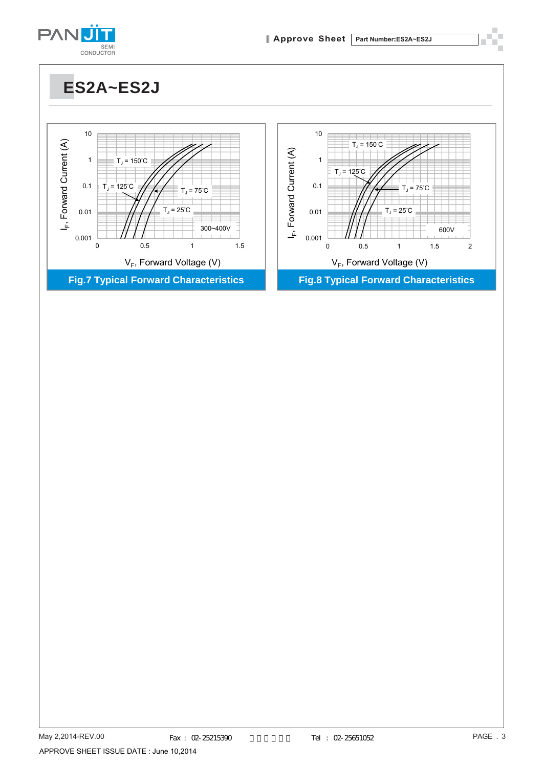# ES2A~ES2J

Fig.7 Typical Forward Characteristics

Fig.8 Typical Forward Characteristics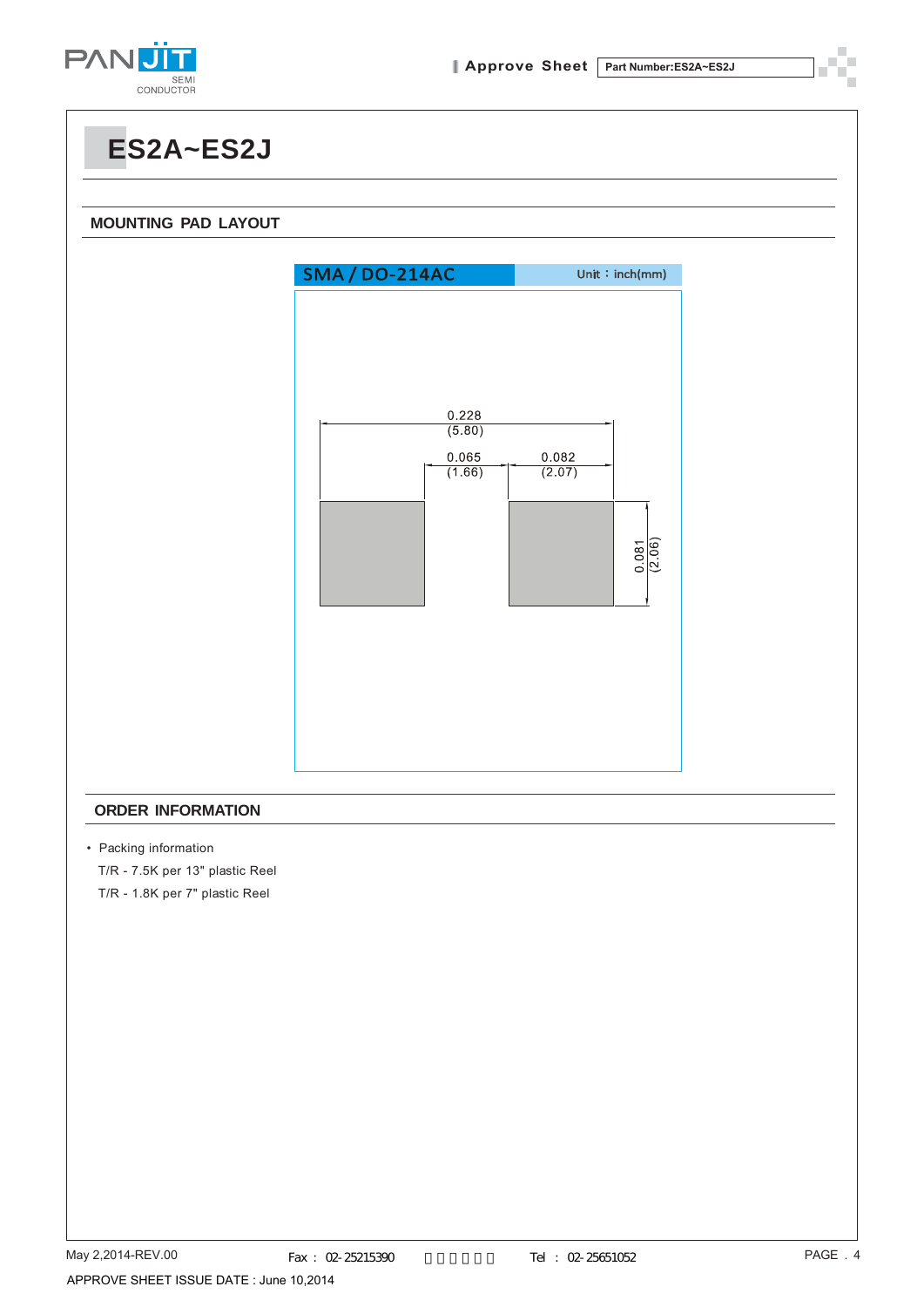# ES2A~ES2J

## MOUNTING PAD LAYOUT

SMA / DO-214AC    Unit：inch(mm)

0.228 (5.80)

0.065 (1.66)    0.082 (2.07)

0.081 (2.06)

## ORDER INFORMATION

- Packing information

  T/R - 7.5K per 13" plastic Reel

  T/R - 1.8K per 7" plastic Reel

May 2,2014-REV.00

APPROVE SHEET ISSUE DATE : June 10,2014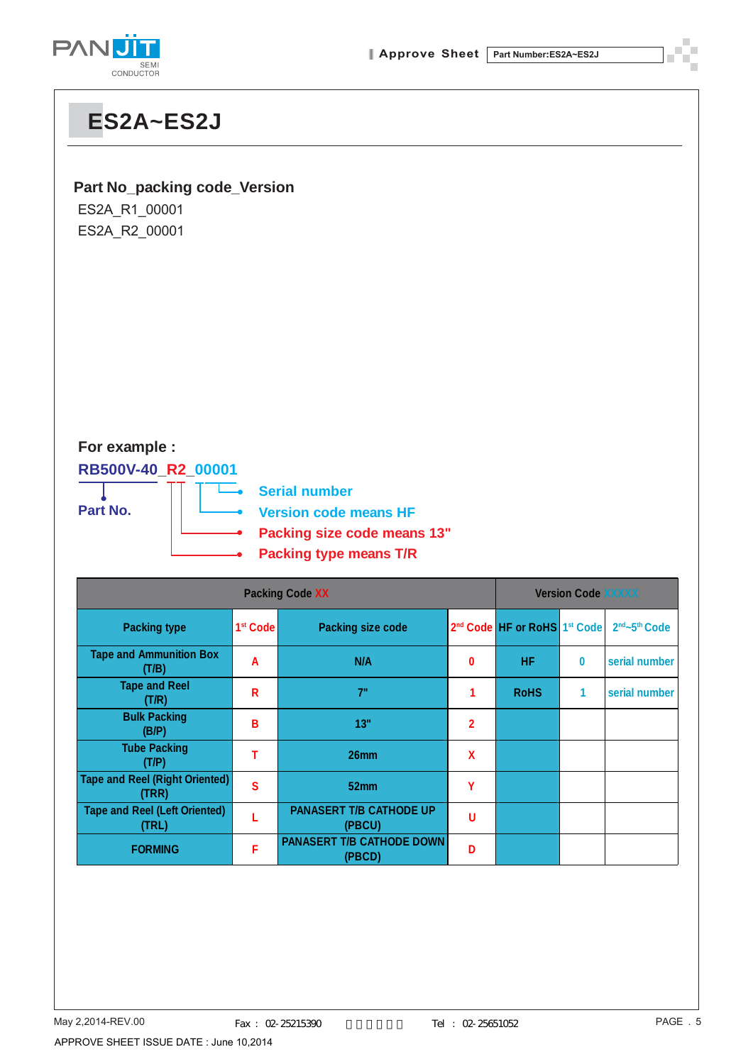# ES2A~ES2J

**Part No_packing code_Version**

ES2A_R1_00001
ES2A_R2_00001

**For example :**

**RB500V-40_R2_00001**

**Part No.**

- **Serial number**
- **Version code means HF**
- **Packing size code means 13"**
- **Packing type means T/R**

| Packing Code XX | | | | Version Code XXXXX | | |
|---|---|---|---|---|---|---|
| Packing type | 1st Code | Packing size code | 2nd Code | HF or RoHS | 1st Code | 2nd~5th Code |
| Tape and Ammunition Box (T/B) | A | N/A | 0 | HF | 0 | serial number |
| Tape and Reel (T/R) | R | 7" | 1 | RoHS | 1 | serial number |
| Bulk Packing (B/P) | B | 13" | 2 | | | |
| Tube Packing (T/P) | T | 26mm | X | | | |
| Tape and Reel (Right Oriented) (TRR) | S | 52mm | Y | | | |
| Tape and Reel (Left Oriented) (TRL) | L | PANASERT T/B CATHODE UP (PBCU) | U | | | |
| FORMING | F | PANASERT T/B CATHODE DOWN (PBCD) | D | | | |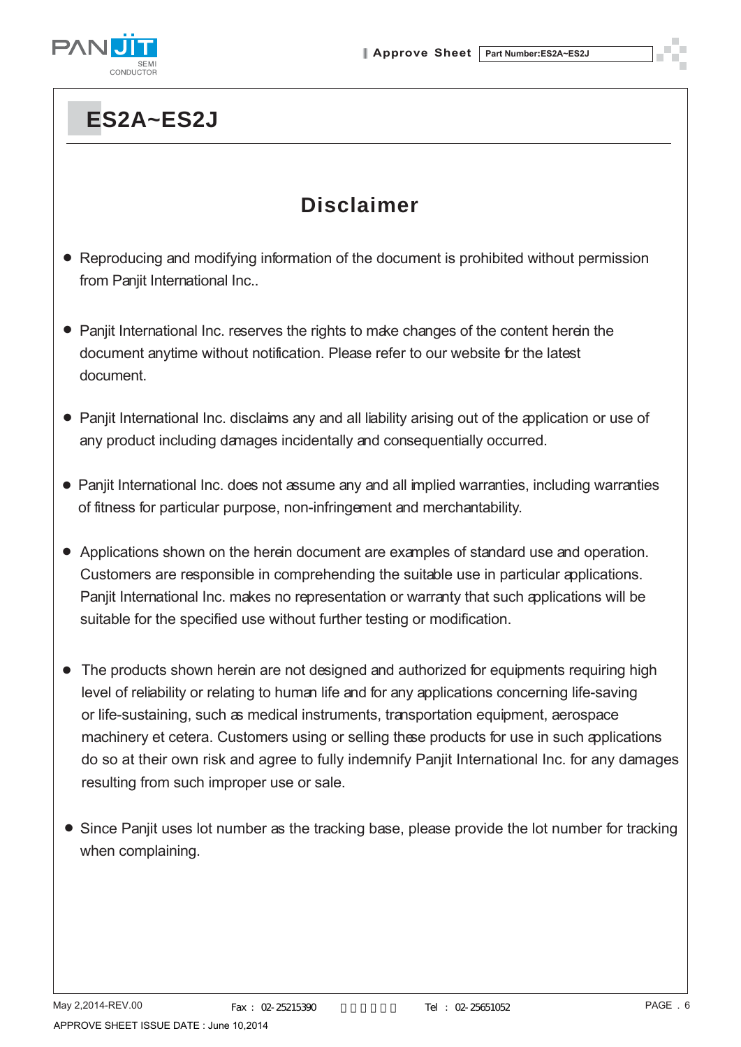# ES2A~ES2J

## Disclaimer

- Reproducing and modifying information of the document is prohibited without permission from Panjit International Inc..
- Panjit International Inc. reserves the rights to make changes of the content herein the document anytime without notification. Please refer to our website for the latest document.
- Panjit International Inc. disclaims any and all liability arising out of the application or use of any product including damages incidentally and consequentially occurred.
- Panjit International Inc. does not assume any and all implied warranties, including warranties of fitness for particular purpose, non-infringement and merchantability.
- Applications shown on the herein document are examples of standard use and operation. Customers are responsible in comprehending the suitable use in particular applications. Panjit International Inc. makes no representation or warranty that such applications will be suitable for the specified use without further testing or modification.
- The products shown herein are not designed and authorized for equipments requiring high level of reliability or relating to human life and for any applications concerning life-saving or life-sustaining, such as medical instruments, transportation equipment, aerospace machinery et cetera. Customers using or selling these products for use in such applications do so at their own risk and agree to fully indemnify Panjit International Inc. for any damages resulting from such improper use or sale.
- Since Panjit uses lot number as the tracking base, please provide the lot number for tracking when complaining.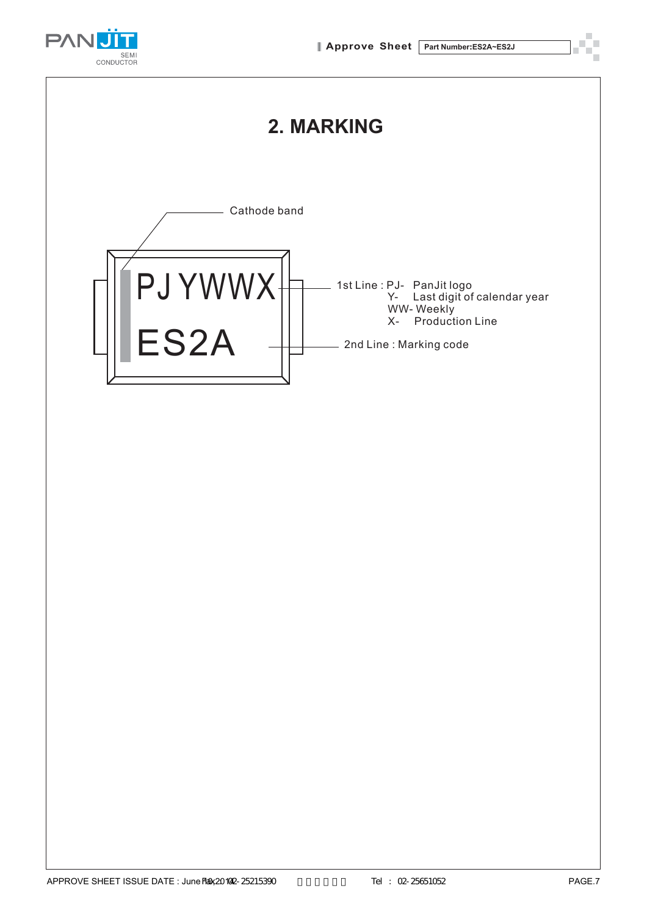# 2. MARKING

Cathode band

PJYWWX

ES2A

1st Line : PJ- PanJit logo
Y- Last digit of calendar year
WW- Weekly
X- Production Line

2nd Line : Marking code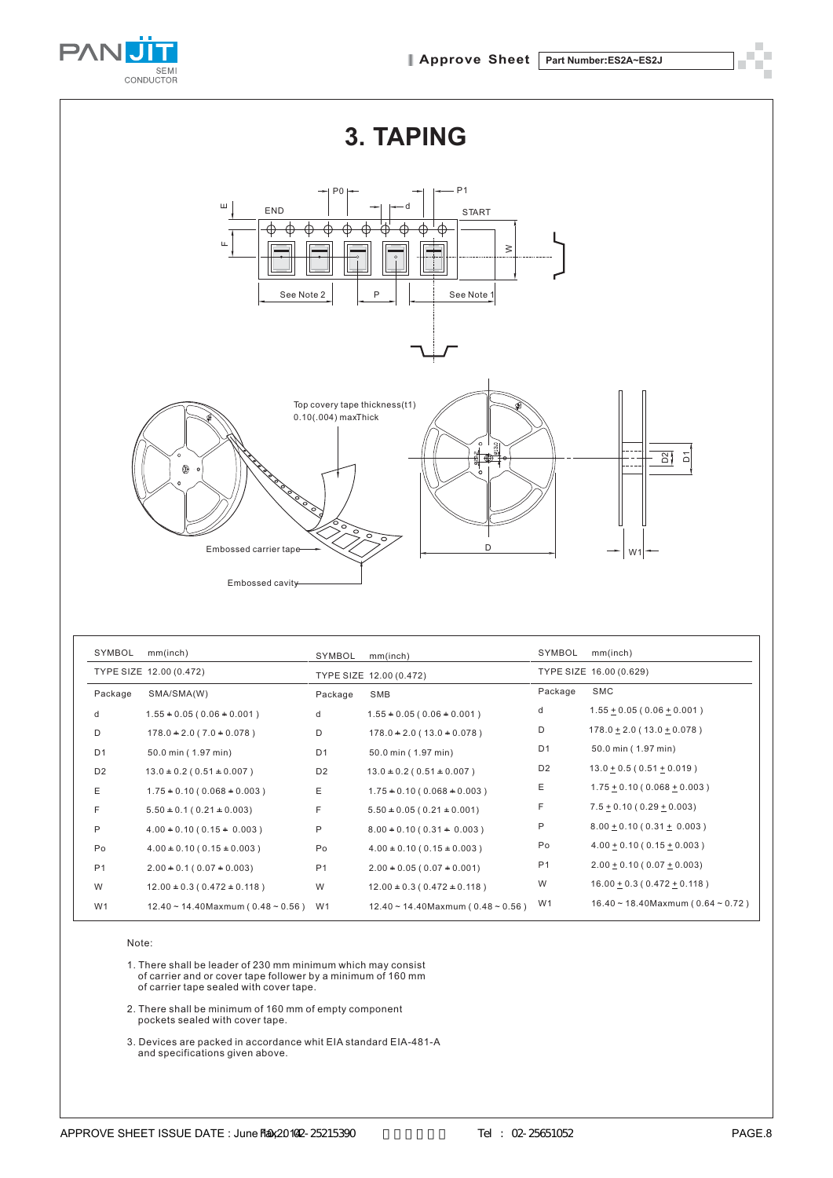# 3. TAPING

| SYMBOL | mm(inch) | SYMBOL | mm(inch) | SYMBOL | mm(inch) |
|---|---|---|---|---|---|
| TYPE SIZE 12.00 (0.472) | | TYPE SIZE 12.00 (0.472) | | TYPE SIZE 16.00 (0.629) | |
| Package | SMA/SMA(W) | Package | SMB | Package | SMC |
| d | 1.55 ± 0.05 ( 0.06 ± 0.001 ) | d | 1.55 ± 0.05 ( 0.06 ± 0.001 ) | d | 1.55 ± 0.05 ( 0.06 ± 0.001 ) |
| D | 178.0 ± 2.0 ( 7.0 ± 0.078 ) | D | 178.0 ± 2.0 ( 13.0 ± 0.078 ) | D | 178.0 ± 2.0 ( 13.0 ± 0.078 ) |
| D1 | 50.0 min ( 1.97 min) | D1 | 50.0 min ( 1.97 min) | D1 | 50.0 min ( 1.97 min) |
| D2 | 13.0 ± 0.2 ( 0.51 ± 0.007 ) | D2 | 13.0 ± 0.2 ( 0.51 ± 0.007 ) | D2 | 13.0 ± 0.5 ( 0.51 ± 0.019 ) |
| E | 1.75 ± 0.10 ( 0.068 ± 0.003 ) | E | 1.75 ± 0.10 ( 0.068 ± 0.003 ) | E | 1.75 ± 0.10 ( 0.068 ± 0.003 ) |
| F | 5.50 ± 0.1 ( 0.21 ± 0.003) | F | 5.50 ± 0.05 ( 0.21 ± 0.001) | F | 7.5 ± 0.10 ( 0.29 ± 0.003) |
| P | 4.00 ± 0.10 ( 0.15 ± 0.003 ) | P | 8.00 ± 0.10 ( 0.31 ± 0.003 ) | P | 8.00 ± 0.10 ( 0.31 ± 0.003 ) |
| Po | 4.00 ± 0.10 ( 0.15 ± 0.003 ) | Po | 4.00 ± 0.10 ( 0.15 ± 0.003 ) | Po | 4.00 ± 0.10 ( 0.15 ± 0.003 ) |
| P1 | 2.00 ± 0.1 ( 0.07 ± 0.003) | P1 | 2.00 ± 0.05 ( 0.07 ± 0.001) | P1 | 2.00 ± 0.10 ( 0.07 ± 0.003) |
| W | 12.00 ± 0.3 ( 0.472 ± 0.118 ) | W | 12.00 ± 0.3 ( 0.472 ± 0.118 ) | W | 16.00 ± 0.3 ( 0.472 ± 0.118 ) |
| W1 | 12.40 ~ 14.40Maxmum ( 0.48 ~ 0.56 ) | W1 | 12.40 ~ 14.40Maxmum ( 0.48 ~ 0.56 ) | W1 | 16.40 ~ 18.40Maxmum ( 0.64 ~ 0.72 ) |

Note:

1. There shall be leader of 230 mm minimum which may consist of carrier and or cover tape follower by a minimum of 160 mm of carrier tape sealed with cover tape.
2. There shall be minimum of 160 mm of empty component pockets sealed with cover tape.
3. Devices are packed in accordance whit EIA standard EIA-481-A and specifications given above.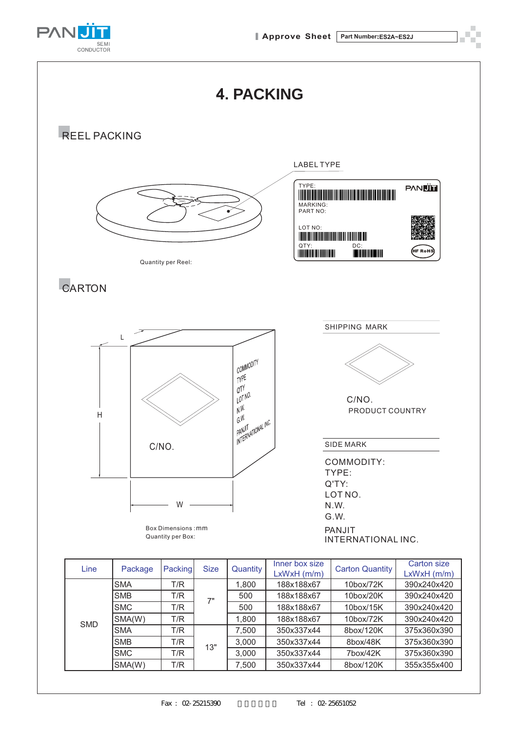# 4. PACKING

## REEL PACKING

LABEL TYPE

TYPE:

MARKING:

PART NO:

LOT NO:

QTY:

DC:

Quantity per Reel:

## CARTON

L

H

W

C/NO.

COMMODITY
TYPE
QTY
LOT NO.
N.W.
G.W.
PANJIT
INTERNATIONAL INC.

Box Dimensions : mm

Quantity per Box:

SHIPPING MARK

C/NO.

PRODUCT COUNTRY

SIDE MARK

COMMODITY:
TYPE:
Q'TY:
LOT NO.
N.W.
G.W.

PANJIT
INTERNATIONAL INC.

| Line | Package | Packing | Size | Quantity | Inner box size LxWxH (m/m) | Carton Quantity | Carton size LxWxH (m/m) |
|---|---|---|---|---|---|---|---|
| SMD | SMA | T/R | 7" | 1,800 | 188x188x67 | 10box/72K | 390x240x420 |
| | SMB | T/R | | 500 | 188x188x67 | 10box/20K | 390x240x420 |
| | SMC | T/R | | 500 | 188x188x67 | 10box/15K | 390x240x420 |
| | SMA(W) | T/R | | 1,800 | 188x188x67 | 10box/72K | 390x240x420 |
| | SMA | T/R | 13" | 7,500 | 350x337x44 | 8box/120K | 375x360x390 |
| | SMB | T/R | | 3,000 | 350x337x44 | 8box/48K | 375x360x390 |
| | SMC | T/R | | 3,000 | 350x337x44 | 7box/42K | 375x360x390 |
| | SMA(W) | T/R | | 7,500 | 350x337x44 | 8box/120K | 355x355x400 |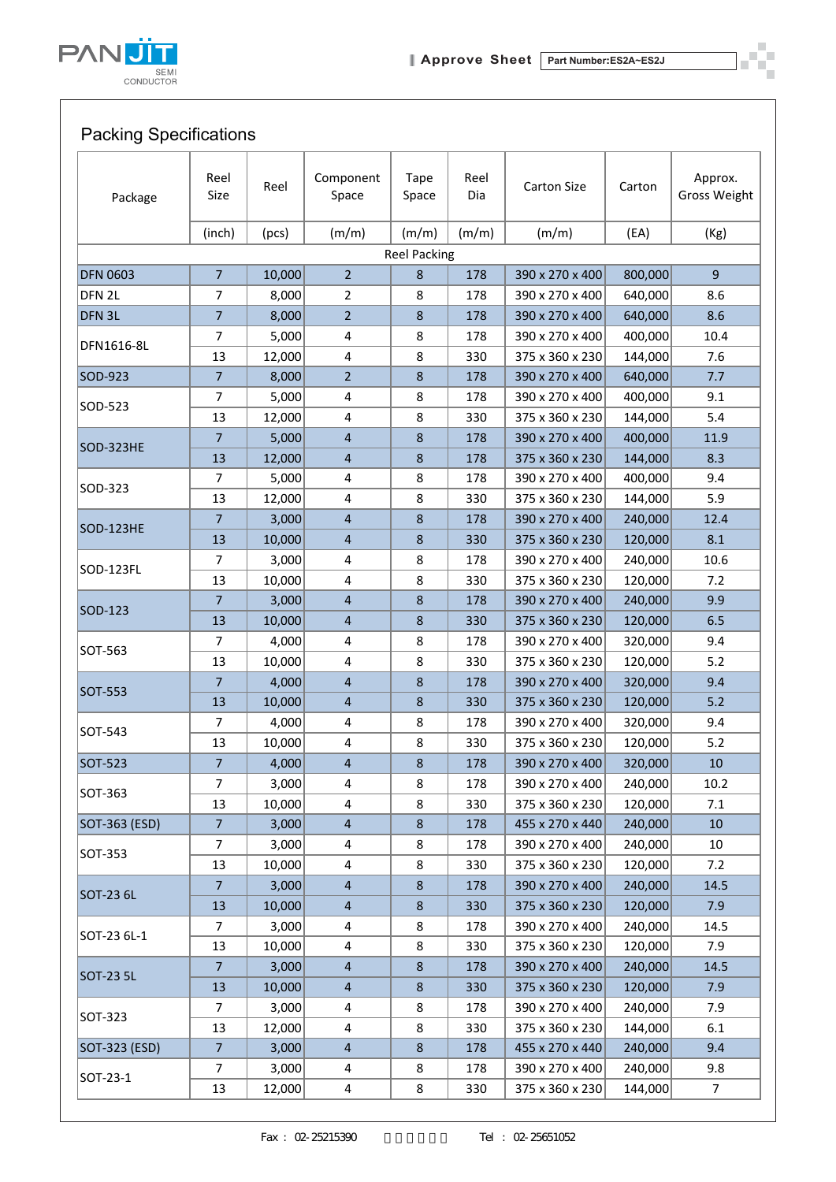## Packing Specifications

| Package | Reel Size | Reel | Component Space | Tape Space | Reel Dia | Carton Size | Carton | Approx. Gross Weight |
|---|---|---|---|---|---|---|---|---|
| | (inch) | (pcs) | (m/m) | (m/m) | (m/m) | (m/m) | (EA) | (Kg) |
| Reel Packing | | | | | | | | |
| DFN 0603 | 7 | 10,000 | 2 | 8 | 178 | 390 x 270 x 400 | 800,000 | 9 |
| DFN 2L | 7 | 8,000 | 2 | 8 | 178 | 390 x 270 x 400 | 640,000 | 8.6 |
| DFN 3L | 7 | 8,000 | 2 | 8 | 178 | 390 x 270 x 400 | 640,000 | 8.6 |
| DFN1616-8L | 7 | 5,000 | 4 | 8 | 178 | 390 x 270 x 400 | 400,000 | 10.4 |
| | 13 | 12,000 | 4 | 8 | 330 | 375 x 360 x 230 | 144,000 | 7.6 |
| SOD-923 | 7 | 8,000 | 2 | 8 | 178 | 390 x 270 x 400 | 640,000 | 7.7 |
| SOD-523 | 7 | 5,000 | 4 | 8 | 178 | 390 x 270 x 400 | 400,000 | 9.1 |
| | 13 | 12,000 | 4 | 8 | 330 | 375 x 360 x 230 | 144,000 | 5.4 |
| SOD-323HE | 7 | 5,000 | 4 | 8 | 178 | 390 x 270 x 400 | 400,000 | 11.9 |
| | 13 | 12,000 | 4 | 8 | 178 | 375 x 360 x 230 | 144,000 | 8.3 |
| SOD-323 | 7 | 5,000 | 4 | 8 | 178 | 390 x 270 x 400 | 400,000 | 9.4 |
| | 13 | 12,000 | 4 | 8 | 330 | 375 x 360 x 230 | 144,000 | 5.9 |
| SOD-123HE | 7 | 3,000 | 4 | 8 | 178 | 390 x 270 x 400 | 240,000 | 12.4 |
| | 13 | 10,000 | 4 | 8 | 330 | 375 x 360 x 230 | 120,000 | 8.1 |
| SOD-123FL | 7 | 3,000 | 4 | 8 | 178 | 390 x 270 x 400 | 240,000 | 10.6 |
| | 13 | 10,000 | 4 | 8 | 330 | 375 x 360 x 230 | 120,000 | 7.2 |
| SOD-123 | 7 | 3,000 | 4 | 8 | 178 | 390 x 270 x 400 | 240,000 | 9.9 |
| | 13 | 10,000 | 4 | 8 | 330 | 375 x 360 x 230 | 120,000 | 6.5 |
| SOT-563 | 7 | 4,000 | 4 | 8 | 178 | 390 x 270 x 400 | 320,000 | 9.4 |
| | 13 | 10,000 | 4 | 8 | 330 | 375 x 360 x 230 | 120,000 | 5.2 |
| SOT-553 | 7 | 4,000 | 4 | 8 | 178 | 390 x 270 x 400 | 320,000 | 9.4 |
| | 13 | 10,000 | 4 | 8 | 330 | 375 x 360 x 230 | 120,000 | 5.2 |
| SOT-543 | 7 | 4,000 | 4 | 8 | 178 | 390 x 270 x 400 | 320,000 | 9.4 |
| | 13 | 10,000 | 4 | 8 | 330 | 375 x 360 x 230 | 120,000 | 5.2 |
| SOT-523 | 7 | 4,000 | 4 | 8 | 178 | 390 x 270 x 400 | 320,000 | 10 |
| SOT-363 | 7 | 3,000 | 4 | 8 | 178 | 390 x 270 x 400 | 240,000 | 10.2 |
| | 13 | 10,000 | 4 | 8 | 330 | 375 x 360 x 230 | 120,000 | 7.1 |
| SOT-363 (ESD) | 7 | 3,000 | 4 | 8 | 178 | 455 x 270 x 440 | 240,000 | 10 |
| SOT-353 | 7 | 3,000 | 4 | 8 | 178 | 390 x 270 x 400 | 240,000 | 10 |
| | 13 | 10,000 | 4 | 8 | 330 | 375 x 360 x 230 | 120,000 | 7.2 |
| SOT-23 6L | 7 | 3,000 | 4 | 8 | 178 | 390 x 270 x 400 | 240,000 | 14.5 |
| | 13 | 10,000 | 4 | 8 | 330 | 375 x 360 x 230 | 120,000 | 7.9 |
| SOT-23 6L-1 | 7 | 3,000 | 4 | 8 | 178 | 390 x 270 x 400 | 240,000 | 14.5 |
| | 13 | 10,000 | 4 | 8 | 330 | 375 x 360 x 230 | 120,000 | 7.9 |
| SOT-23 5L | 7 | 3,000 | 4 | 8 | 178 | 390 x 270 x 400 | 240,000 | 14.5 |
| | 13 | 10,000 | 4 | 8 | 330 | 375 x 360 x 230 | 120,000 | 7.9 |
| SOT-323 | 7 | 3,000 | 4 | 8 | 178 | 390 x 270 x 400 | 240,000 | 7.9 |
| | 13 | 12,000 | 4 | 8 | 330 | 375 x 360 x 230 | 144,000 | 6.1 |
| SOT-323 (ESD) | 7 | 3,000 | 4 | 8 | 178 | 455 x 270 x 440 | 240,000 | 9.4 |
| SOT-23-1 | 7 | 3,000 | 4 | 8 | 178 | 390 x 270 x 400 | 240,000 | 9.8 |
| | 13 | 12,000 | 4 | 8 | 330 | 375 x 360 x 230 | 144,000 | 7 |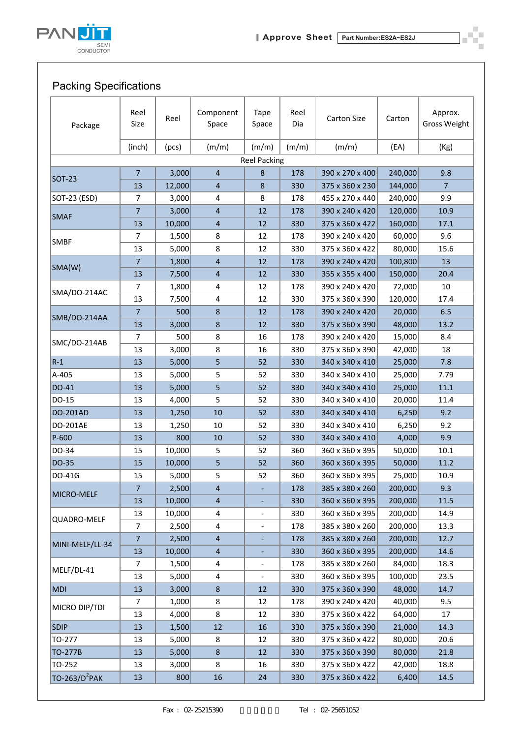## Packing Specifications

| Package | Reel Size | Reel | Component Space | Tape Space | Reel Dia | Carton Size | Carton | Approx. Gross Weight |
|---|---|---|---|---|---|---|---|---|
| | (inch) | (pcs) | (m/m) | (m/m) | (m/m) | (m/m) | (EA) | (Kg) |
| Reel Packing | | | | | | | | |
| SOT-23 | 7 | 3,000 | 4 | 8 | 178 | 390 x 270 x 400 | 240,000 | 9.8 |
| | 13 | 12,000 | 4 | 8 | 330 | 375 x 360 x 230 | 144,000 | 7 |
| SOT-23 (ESD) | 7 | 3,000 | 4 | 8 | 178 | 455 x 270 x 440 | 240,000 | 9.9 |
| SMAF | 7 | 3,000 | 4 | 12 | 178 | 390 x 240 x 420 | 120,000 | 10.9 |
| | 13 | 10,000 | 4 | 12 | 330 | 375 x 360 x 422 | 160,000 | 17.1 |
| SMBF | 7 | 1,500 | 8 | 12 | 178 | 390 x 240 x 420 | 60,000 | 9.6 |
| | 13 | 5,000 | 8 | 12 | 330 | 375 x 360 x 422 | 80,000 | 15.6 |
| SMA(W) | 7 | 1,800 | 4 | 12 | 178 | 390 x 240 x 420 | 100,800 | 13 |
| | 13 | 7,500 | 4 | 12 | 330 | 355 x 355 x 400 | 150,000 | 20.4 |
| SMA/DO-214AC | 7 | 1,800 | 4 | 12 | 178 | 390 x 240 x 420 | 72,000 | 10 |
| | 13 | 7,500 | 4 | 12 | 330 | 375 x 360 x 390 | 120,000 | 17.4 |
| SMB/DO-214AA | 7 | 500 | 8 | 12 | 178 | 390 x 240 x 420 | 20,000 | 6.5 |
| | 13 | 3,000 | 8 | 12 | 330 | 375 x 360 x 390 | 48,000 | 13.2 |
| SMC/DO-214AB | 7 | 500 | 8 | 16 | 178 | 390 x 240 x 420 | 15,000 | 8.4 |
| | 13 | 3,000 | 8 | 16 | 330 | 375 x 360 x 390 | 42,000 | 18 |
| R-1 | 13 | 5,000 | 5 | 52 | 330 | 340 x 340 x 410 | 25,000 | 7.8 |
| A-405 | 13 | 5,000 | 5 | 52 | 330 | 340 x 340 x 410 | 25,000 | 7.79 |
| DO-41 | 13 | 5,000 | 5 | 52 | 330 | 340 x 340 x 410 | 25,000 | 11.1 |
| DO-15 | 13 | 4,000 | 5 | 52 | 330 | 340 x 340 x 410 | 20,000 | 11.4 |
| DO-201AD | 13 | 1,250 | 10 | 52 | 330 | 340 x 340 x 410 | 6,250 | 9.2 |
| DO-201AE | 13 | 1,250 | 10 | 52 | 330 | 340 x 340 x 410 | 6,250 | 9.2 |
| P-600 | 13 | 800 | 10 | 52 | 330 | 340 x 340 x 410 | 4,000 | 9.9 |
| DO-34 | 15 | 10,000 | 5 | 52 | 360 | 360 x 360 x 395 | 50,000 | 10.1 |
| DO-35 | 15 | 10,000 | 5 | 52 | 360 | 360 x 360 x 395 | 50,000 | 11.2 |
| DO-41G | 15 | 5,000 | 5 | 52 | 360 | 360 x 360 x 395 | 25,000 | 10.9 |
| MICRO-MELF | 7 | 2,500 | 4 | - | 178 | 385 x 380 x 260 | 200,000 | 9.3 |
| | 13 | 10,000 | 4 | - | 330 | 360 x 360 x 395 | 200,000 | 11.5 |
| QUADRO-MELF | 13 | 10,000 | 4 | - | 330 | 360 x 360 x 395 | 200,000 | 14.9 |
| | 7 | 2,500 | 4 | - | 178 | 385 x 380 x 260 | 200,000 | 13.3 |
| MINI-MELF/LL-34 | 7 | 2,500 | 4 | - | 178 | 385 x 380 x 260 | 200,000 | 12.7 |
| | 13 | 10,000 | 4 | - | 330 | 360 x 360 x 395 | 200,000 | 14.6 |
| MELF/DL-41 | 7 | 1,500 | 4 | - | 178 | 385 x 380 x 260 | 84,000 | 18.3 |
| | 13 | 5,000 | 4 | - | 330 | 360 x 360 x 395 | 100,000 | 23.5 |
| MDI | 13 | 3,000 | 8 | 12 | 330 | 375 x 360 x 390 | 48,000 | 14.7 |
| MICRO DIP/TDI | 7 | 1,000 | 8 | 12 | 178 | 390 x 240 x 420 | 40,000 | 9.5 |
| | 13 | 4,000 | 8 | 12 | 330 | 375 x 360 x 422 | 64,000 | 17 |
| SDIP | 13 | 1,500 | 12 | 16 | 330 | 375 x 360 x 390 | 21,000 | 14.3 |
| TO-277 | 13 | 5,000 | 8 | 12 | 330 | 375 x 360 x 422 | 80,000 | 20.6 |
| TO-277B | 13 | 5,000 | 8 | 12 | 330 | 375 x 360 x 390 | 80,000 | 21.8 |
| TO-252 | 13 | 3,000 | 8 | 16 | 330 | 375 x 360 x 422 | 42,000 | 18.8 |
| TO-263/D$^2$PAK | 13 | 800 | 16 | 24 | 330 | 375 x 360 x 422 | 6,400 | 14.5 |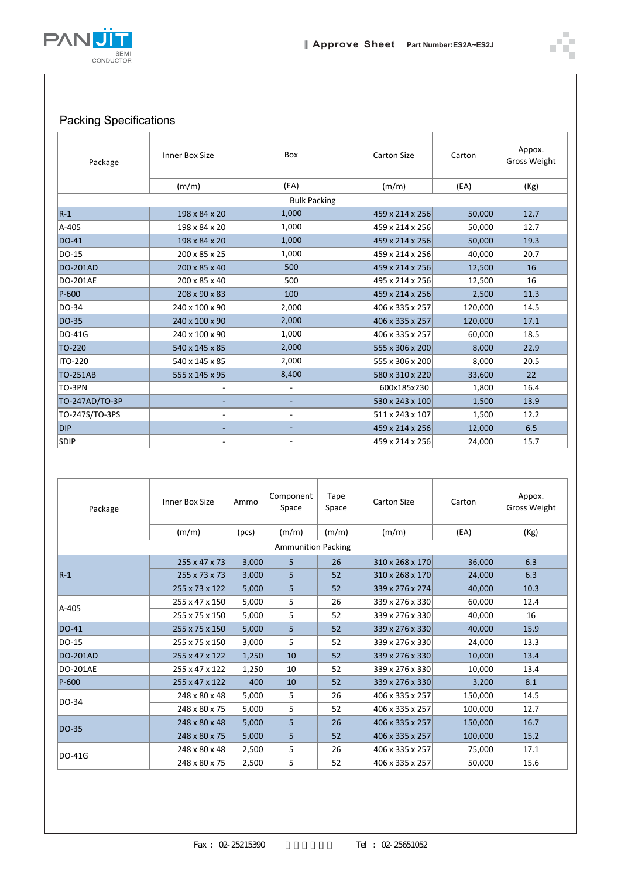## Packing Specifications

| Package | Inner Box Size | Box | Carton Size | Carton | Appox. Gross Weight |
|---|---|---|---|---|---|
| | (m/m) | (EA) | (m/m) | (EA) | (Kg) |
| Bulk Packing | | | | | |
| R-1 | 198 x 84 x 20 | 1,000 | 459 x 214 x 256 | 50,000 | 12.7 |
| A-405 | 198 x 84 x 20 | 1,000 | 459 x 214 x 256 | 50,000 | 12.7 |
| DO-41 | 198 x 84 x 20 | 1,000 | 459 x 214 x 256 | 50,000 | 19.3 |
| DO-15 | 200 x 85 x 25 | 1,000 | 459 x 214 x 256 | 40,000 | 20.7 |
| DO-201AD | 200 x 85 x 40 | 500 | 459 x 214 x 256 | 12,500 | 16 |
| DO-201AE | 200 x 85 x 40 | 500 | 495 x 214 x 256 | 12,500 | 16 |
| P-600 | 208 x 90 x 83 | 100 | 459 x 214 x 256 | 2,500 | 11.3 |
| DO-34 | 240 x 100 x 90 | 2,000 | 406 x 335 x 257 | 120,000 | 14.5 |
| DO-35 | 240 x 100 x 90 | 2,000 | 406 x 335 x 257 | 120,000 | 17.1 |
| DO-41G | 240 x 100 x 90 | 1,000 | 406 x 335 x 257 | 60,000 | 18.5 |
| TO-220 | 540 x 145 x 85 | 2,000 | 555 x 306 x 200 | 8,000 | 22.9 |
| ITO-220 | 540 x 145 x 85 | 2,000 | 555 x 306 x 200 | 8,000 | 20.5 |
| TO-251AB | 555 x 145 x 95 | 8,400 | 580 x 310 x 220 | 33,600 | 22 |
| TO-3PN | - | - | 600x185x230 | 1,800 | 16.4 |
| TO-247AD/TO-3P | - | - | 530 x 243 x 100 | 1,500 | 13.9 |
| TO-247S/TO-3PS | - | - | 511 x 243 x 107 | 1,500 | 12.2 |
| DIP | - | - | 459 x 214 x 256 | 12,000 | 6.5 |
| SDIP | - | - | 459 x 214 x 256 | 24,000 | 15.7 |

| Package | Inner Box Size | Ammo | Component Space | Tape Space | Carton Size | Carton | Appox. Gross Weight |
|---|---|---|---|---|---|---|---|
| | (m/m) | (pcs) | (m/m) | (m/m) | (m/m) | (EA) | (Kg) |
| Ammunition Packing | | | | | | | |
| R-1 | 255 x 47 x 73 | 3,000 | 5 | 26 | 310 x 268 x 170 | 36,000 | 6.3 |
| | 255 x 73 x 73 | 3,000 | 5 | 52 | 310 x 268 x 170 | 24,000 | 6.3 |
| | 255 x 73 x 122 | 5,000 | 5 | 52 | 339 x 276 x 274 | 40,000 | 10.3 |
| A-405 | 255 x 47 x 150 | 5,000 | 5 | 26 | 339 x 276 x 330 | 60,000 | 12.4 |
| | 255 x 75 x 150 | 5,000 | 5 | 52 | 339 x 276 x 330 | 40,000 | 16 |
| DO-41 | 255 x 75 x 150 | 5,000 | 5 | 52 | 339 x 276 x 330 | 40,000 | 15.9 |
| DO-15 | 255 x 75 x 150 | 3,000 | 5 | 52 | 339 x 276 x 330 | 24,000 | 13.3 |
| DO-201AD | 255 x 47 x 122 | 1,250 | 10 | 52 | 339 x 276 x 330 | 10,000 | 13.4 |
| DO-201AE | 255 x 47 x 122 | 1,250 | 10 | 52 | 339 x 276 x 330 | 10,000 | 13.4 |
| P-600 | 255 x 47 x 122 | 400 | 10 | 52 | 339 x 276 x 330 | 3,200 | 8.1 |
| DO-34 | 248 x 80 x 48 | 5,000 | 5 | 26 | 406 x 335 x 257 | 150,000 | 14.5 |
| | 248 x 80 x 75 | 5,000 | 5 | 52 | 406 x 335 x 257 | 100,000 | 12.7 |
| DO-35 | 248 x 80 x 48 | 5,000 | 5 | 26 | 406 x 335 x 257 | 150,000 | 16.7 |
| | 248 x 80 x 75 | 5,000 | 5 | 52 | 406 x 335 x 257 | 100,000 | 15.2 |
| DO-41G | 248 x 80 x 48 | 2,500 | 5 | 26 | 406 x 335 x 257 | 75,000 | 17.1 |
| | 248 x 80 x 75 | 2,500 | 5 | 52 | 406 x 335 x 257 | 50,000 | 15.6 |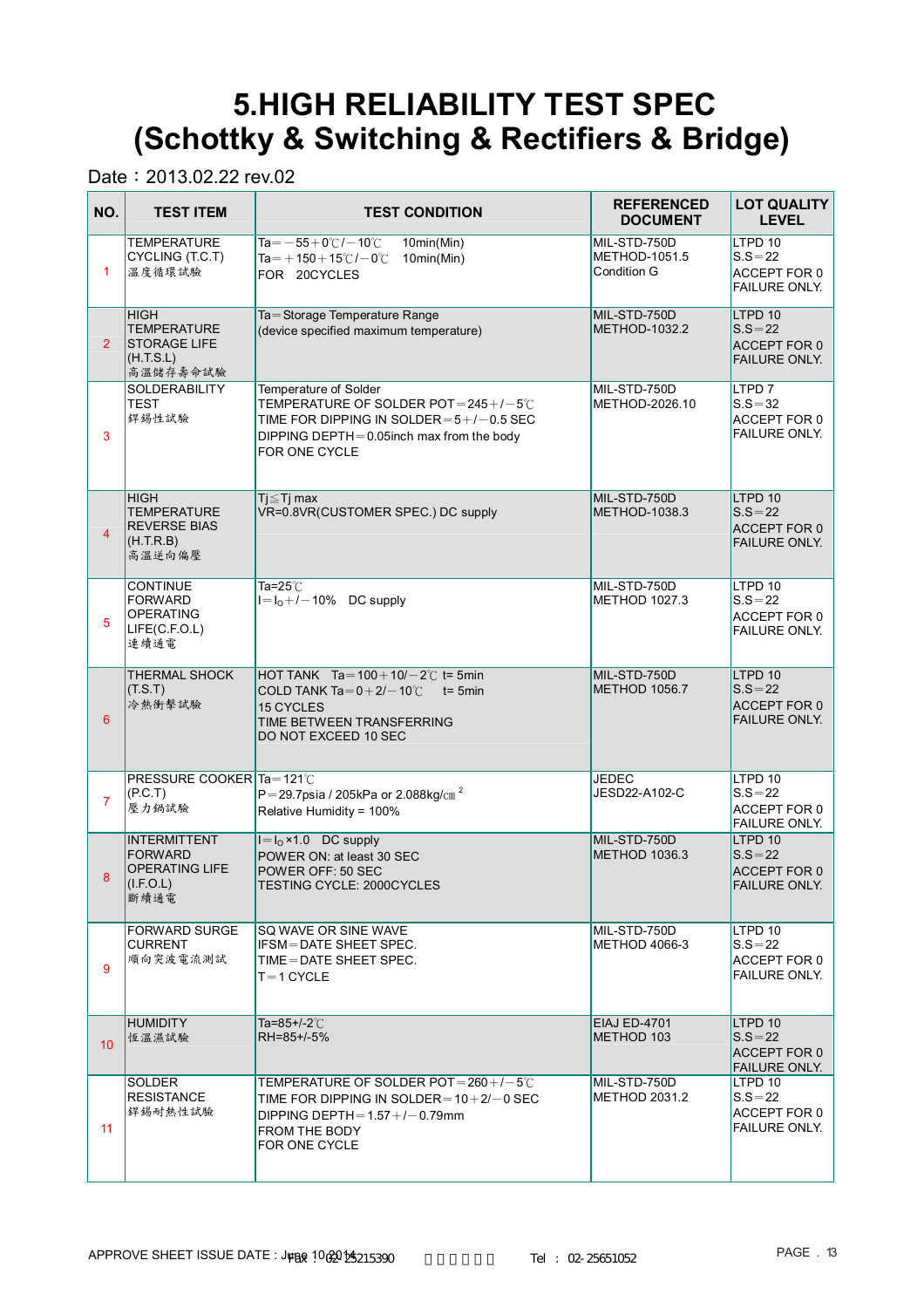# 5.HIGH RELIABILITY TEST SPEC (Schottky & Switching & Rectifiers & Bridge)

Date：2013.02.22 rev.02

| NO. | TEST ITEM | TEST CONDITION | REFERENCED DOCUMENT | LOT QUALITY LEVEL |
|---|---|---|---|---|
| 1 | TEMPERATURE CYCLING (T.C.T) 溫度循環試驗 | Ta＝－55＋0℃/－10℃ 10min(Min)<br>Ta＝＋150＋15℃/－0℃ 10min(Min)<br>FOR 20CYCLES | MIL-STD-750D METHOD-1051.5 Condition G | LTPD 10<br>S.S＝22<br>ACCEPT FOR 0 FAILURE ONLY. |
| 2 | HIGH TEMPERATURE STORAGE LIFE (H.T.S.L) 高溫儲存壽命試驗 | Ta＝Storage Temperature Range<br>(device specified maximum temperature) | MIL-STD-750D METHOD-1032.2 | LTPD 10<br>S.S＝22<br>ACCEPT FOR 0 FAILURE ONLY. |
| 3 | SOLDERABILITY TEST 銲錫性試驗 | Temperature of Solder<br>TEMPERATURE OF SOLDER POT＝245＋/－5℃<br>TIME FOR DIPPING IN SOLDER＝5＋/－0.5 SEC<br>DIPPING DEPTH＝0.05inch max from the body<br>FOR ONE CYCLE | MIL-STD-750D METHOD-2026.10 | LTPD 7<br>S.S＝32<br>ACCEPT FOR 0 FAILURE ONLY. |
| 4 | HIGH TEMPERATURE REVERSE BIAS (H.T.R.B) 高溫逆向偏壓 | Tj≦Tj max<br>VR=0.8VR(CUSTOMER SPEC.) DC supply | MIL-STD-750D METHOD-1038.3 | LTPD 10<br>S.S＝22<br>ACCEPT FOR 0 FAILURE ONLY. |
| 5 | CONTINUE FORWARD OPERATING LIFE(C.F.O.L) 連續通電 | Ta=25℃<br>$I＝I_O$＋/－10% DC supply | MIL-STD-750D METHOD 1027.3 | LTPD 10<br>S.S＝22<br>ACCEPT FOR 0 FAILURE ONLY. |
| 6 | THERMAL SHOCK (T.S.T) 冷熱衝擊試驗 | HOT TANK Ta＝100＋10/－2℃ t= 5min<br>COLD TANK Ta＝0＋2/－10℃ t= 5min<br>15 CYCLES<br>TIME BETWEEN TRANSFERRING DO NOT EXCEED 10 SEC | MIL-STD-750D METHOD 1056.7 | LTPD 10<br>S.S＝22<br>ACCEPT FOR 0 FAILURE ONLY. |
| 7 | PRESSURE COOKER (P.C.T) 壓力鍋試驗 | Ta＝121℃<br>P＝29.7psia / 205kPa or 2.088kg/$cm^2$<br>Relative Humidity = 100% | JEDEC JESD22-A102-C | LTPD 10<br>S.S＝22<br>ACCEPT FOR 0 FAILURE ONLY. |
| 8 | INTERMITTENT FORWARD OPERATING LIFE (I.F.O.L) 斷續通電 | $I＝I_O$×1.0 DC supply<br>POWER ON: at least 30 SEC<br>POWER OFF: 50 SEC<br>TESTING CYCLE: 2000CYCLES | MIL-STD-750D METHOD 1036.3 | LTPD 10<br>S.S＝22<br>ACCEPT FOR 0 FAILURE ONLY. |
| 9 | FORWARD SURGE CURRENT 順向突波電流測試 | SQ WAVE OR SINE WAVE<br>IFSM＝DATE SHEET SPEC.<br>TIME＝DATE SHEET SPEC.<br>T＝1 CYCLE | MIL-STD-750D METHOD 4066-3 | LTPD 10<br>S.S＝22<br>ACCEPT FOR 0 FAILURE ONLY. |
| 10 | HUMIDITY 恆溫濕試驗 | Ta=85+/-2℃<br>RH=85+/-5% | EIAJ ED-4701 METHOD 103 | LTPD 10<br>S.S＝22<br>ACCEPT FOR 0 FAILURE ONLY. |
| 11 | SOLDER RESISTANCE 銲錫耐熱性試驗 | TEMPERATURE OF SOLDER POT＝260＋/－5℃<br>TIME FOR DIPPING IN SOLDER＝10＋2/－0 SEC<br>DIPPING DEPTH＝1.57＋/－0.79mm FROM THE BODY<br>FOR ONE CYCLE | MIL-STD-750D METHOD 2031.2 | LTPD 10<br>S.S＝22<br>ACCEPT FOR 0 FAILURE ONLY. |

APPROVE SHEET ISSUE DATE : June 10,2014 Fax : 02-25215390 Tel : 02-25651052